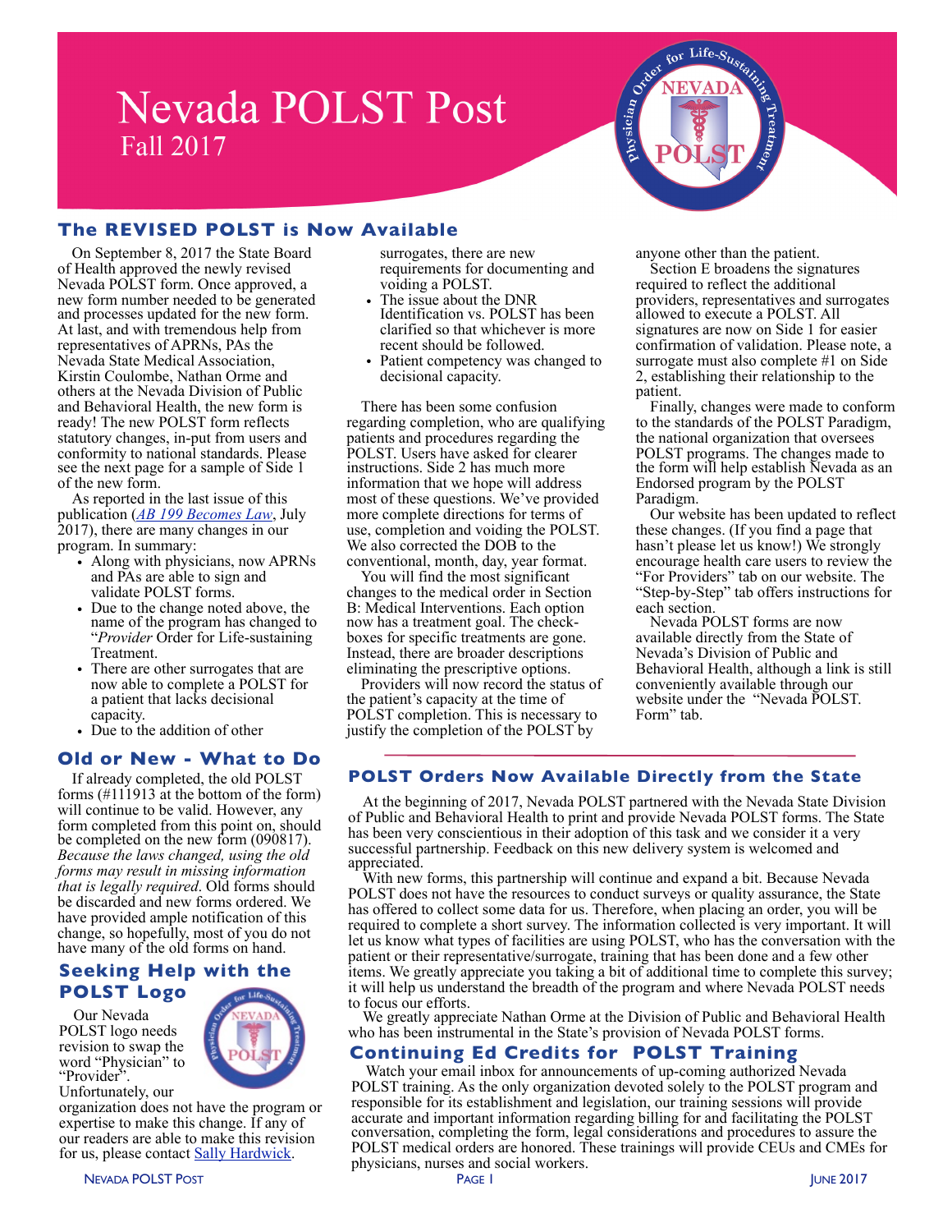# Nevada POLST Post

Fall 2017

## The REVISED POLST is Now Available

On September 8, 2017 the State Board of Health approved the newly revised Nevada POLST form. Once approved, a new form number needed to be generated and processes updated for the new form. At last, and with tremendous help from representatives of APRNs, PAs the Nevada State Medical Association, Kirstin Coulombe, Nathan Orme and others at the Nevada Division of Public and Behavioral Health, the new form is ready! The new POLST form reflects statutory changes, in-put from users and conformity to national standards. Please see the next page for a sample of Side 1 of the new form.

As reported in the last issue of this publication (*AB 199 Becomes Law*, July 2017), there are many changes in our program. In summary:

- Along with physicians, now APRNs and PAs are able to sign and validate POLST forms.
- Due to the change noted above, the name of the program has changed to "*Provider* Order for Life-sustaining Treatment.
- There are other surrogates that are now able to complete a POLST for a patient that lacks decisional capacity.
- Due to the addition of other surrogates, there are new requirements for documenting and voiding a POLST.
- The issue about the DNR Identification vs. POLST has been clarified so that whichever is more recent should be followed.
- Patient competency was changed to decisional capacity.

There has been some confusion regarding completion, who are qualifying patients and procedures regarding the POLST. Users have asked for clearer instructions. Side 2 has much more information that we hope will address most of these questions. We've provided more complete directions for terms of use, completion and voiding the POLST. We also corrected the DOB to the conventional, month, day, year format.

You will find the most significant changes to the medical order in Section B: Medical Interventions. Each option now has a treatment goal. The check-boxes for specific treatments are gone. Instead, there are broader descriptions eliminating the prescriptive options.

Providers will now record the status of the patient's capacity at the time of POLST completion. This is necessary to justify the completion of the POLST by anyone other than the patient.

Section E broadens the signatures required to reflect the additional providers, representatives and surrogates allowed to execute a POLST. All signatures are now on Side 1 for easier confirmation of validation. Please note, a surrogate must also complete #1 on Side 2, establishing their relationship to the patient.

Finally, changes were made to conform to the standards of the POLST Paradigm, the national organization that oversees POLST programs. The changes made to the form will help establish Nevada as an Endorsed program by the POLST Paradigm.

Our website has been updated to reflect these changes. (If you find a page that hasn't please let us know!) We strongly encourage health care users to review the "For Providers" tab on our website. The "Step-by-Step" tab offers instructions for each section.

Nevada POLST forms are now available directly from the State of Nevada's Division of Public and Behavioral Health, although a link is still conveniently available through our website under the "Nevada POLST Form" tab.

## Old or New - What to Do

If already completed, the old POLST forms (#111913 at the bottom of the form) will continue to be valid. However, any form completed from this point on, should be completed on the new form (090817). *Because the laws changed, using the old forms may result in missing information that is legally required*. Old forms should be discarded and new forms ordered. We have provided ample notification of this change, so hopefully, most of you do not have many of the old forms on hand.

## Seeking Help with the POLST Logo

Our Nevada POLST logo needs revision to swap the word "Physician" to "Provider". Unfortunately, our organization does not have the program or expertise to make this change. If any of our readers are able to make this revision for us, please contact Sally Hardwick.

## POLST Orders Now Available Directly from the State

At the beginning of 2017, Nevada POLST partnered with the Nevada State Division of Public and Behavioral Health to print and provide Nevada POLST forms. The State has been very conscientious in their adoption of this task and we consider it a very successful partnership. Feedback on this new delivery system is welcomed and appreciated.

With new forms, this partnership will continue and expand a bit. Because Nevada POLST does not have the resources to conduct surveys or quality assurance, the State has offered to collect some data for us. Therefore, when placing an order, you will be required to complete a short survey. The information collected is very important. It will let us know what types of facilities are using POLST, who has the conversation with the patient or their representative/surrogate, training that has been done and a few other items. We greatly appreciate you taking a bit of additional time to complete this survey; it will help us understand the breadth of the program and where Nevada POLST needs to focus our efforts.

We greatly appreciate Nathan Orme at the Division of Public and Behavioral Health who has been instrumental in the State's provision of Nevada POLST forms.

## Continuing Ed Credits for POLST Training

Watch your email inbox for announcements of up-coming authorized Nevada POLST training. As the only organization devoted solely to the POLST program and responsible for its establishment and legislation, our training sessions will provide accurate and important information regarding billing for and facilitating the POLST conversation, completing the form, legal considerations and procedures to assure the POLST medical orders are honored. These trainings will provide CEUs and CMEs for physicians, nurses and social workers.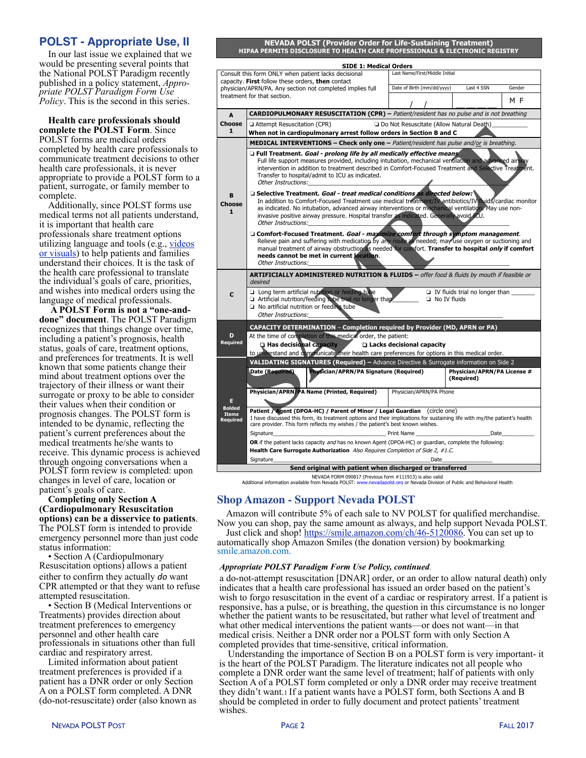# POLST - Appropriate Use, II

In our last issue we explained that we would be presenting several points that the National POLST Paradigm recently published in a policy statement, *Appropriate POLST Paradigm Form Use Policy*. This is the second in this series.

**Health care professionals should complete the POLST Form**. Since POLST forms are medical orders completed by health care professionals to communicate treatment decisions to other health care professionals, it is never appropriate to provide a POLST form to a patient, surrogate, or family member to complete.

Additionally, since POLST forms use medical terms not all patients understand, it is important that health care professionals share treatment options utilizing language and tools (e.g., videos or visuals) to help patients and families understand their choices. It is the task of the health care professional to translate the individual's goals of care, priorities, and wishes into medical orders using the language of medical professionals.

**A POLST Form is not a "one-and-done" document**. The POLST Paradigm recognizes that things change over time, including a patient's prognosis, health status, goals of care, treatment options, and preferences for treatments. It is well known that some patients change their mind about treatment options over the trajectory of their illness or want their surrogate or proxy to be able to consider their values when their condition or prognosis changes. The POLST form is intended to be dynamic, reflecting the patient's current preferences about the medical treatments he/she wants to receive. This dynamic process is achieved through ongoing conversations when a POLST form review is completed: upon changes in level of care, location or patient's goals of care.

**Completing only Section A (Cardiopulmonary Resuscitation options) can be a disservice to patients**. The POLST form is intended to provide emergency personnel more than just code status information:

- Section A (Cardiopulmonary Resuscitation options) allows a patient either to confirm they actually *do* want CPR attempted or that they want to refuse attempted resuscitation.
- Section B (Medical Interventions or Treatments) provides direction about treatment preferences to emergency personnel and other health care professionals in situations other than full cardiac and respiratory arrest.

Limited information about patient treatment preferences is provided if a patient has a DNR order or only Section A on a POLST form completed. A DNR (do-not-resuscitate) order (also known as a do-not-attempt resuscitation [DNAR] order, or an order to allow natural death) only indicates that a health care professional has issued an order based on the patient's wish to forgo resuscitation in the event of a cardiac or respiratory arrest. If a patient is responsive, has a pulse, or is breathing, the question in this circumstance is no longer whether the patient wants to be resuscitated, but rather what level of treatment and what other medical interventions the patient wants—or does not want—in that medical crisis. Neither a DNR order nor a POLST form with only Section A completed provides that time-sensitive, critical information.

Understanding the importance of Section B on a POLST form is very important- it is the heart of the POLST Paradigm. The literature indicates not all people who complete a DNR order want the same level of treatment; half of patients with only Section A of a POLST form completed or only a DNR order may receive treatment they didn't want.[1] If a patient wants have a POLST form, both Sections A and B should be completed in order to fully document and protect patients' treatment wishes.

---

**NEVADA POLST (Provider Order for Life-Sustaining Treatment)**
**HIPAA PERMITS DISCLOSURE TO HEALTH CARE PROFESSIONALS & ELECTRONIC REGISTRY**

SAMPLE

**SIDE 1: Medical Orders**

Consult this form ONLY when patient lacks decisional capacity. **First** follow these orders, **then** contact physician/APRN/PA. Any section not completed implies full treatment for that section.

Last Name/First/Middle Initial

Date of Birth (mm/dd/yyyy) / / | Last 4 SSN | Gender M F

**A — Choose 1**

**CARDIOPULMONARY RESUSCITATION (CPR) –** *Patient/resident has no pulse and is not breathing*

❑ Attempt Resuscitation (CPR) ❑ Do Not Resuscitate (Allow Natural Death)__________

**When not in cardiopulmonary arrest follow orders in Section B and C**

**B — Choose 1**

**MEDICAL INTERVENTIONS – Check only one –** *Patient/resident has pulse and/or is breathing.*

❑ **Full Treatment.** ***Goal - prolong life by all medically effective means.***
Full life support measures provided, including intubation, mechanical ventilation and advanced airway intervention in addition to treatment described in Comfort-Focused Treatment and Selective Treatment. Transfer to hospital/admit to ICU as indicated.
*Other Instructions:*

❑ **Selective Treatment.** ***Goal - treat medical conditions as directed below:***
In addition to Comfort-Focused Treatment use medical treatment/IV antibiotics/IV fluids/cardiac monitor as indicated. No intubation, advanced airway interventions or mechanical ventilation. May use non-invasive positive airway pressure. Hospital transfer as indicated. Generally avoid ICU.
*Other Instructions:*

❑ **Comfort-Focused Treatment.** ***Goal - maximize comfort through symptom management.***
Relieve pain and suffering with medication by *any route* as needed; may use oxygen or suctioning and manual treatment of airway obstruction as needed for comfort. **Transfer to hospital *only* if comfort needs cannot be met in current location.**
*Other Instructions:*

**C**

**ARTIFICIALLY ADMINISTERED NUTRITION & FLUIDS –** *offer food & fluids by mouth if feasible or desired*

❑ Long term artificial nutrition or feeding tube ❑ IV fluids trial no longer than _______
❑ Artificial nutrition/feeding tube trial no longer than________ ❑ No IV fluids
❑ No artificial nutrition or feeding tube
*Other Instructions:*

**D — Required**

**CAPACITY DETERMINATION – Completion required by Provider (MD, APRN or PA)**

At the time of completion of this medical order, the patient:
❑ **Has decisional capacity** ❑ **Lacks decisional capacity**
to understand and communicate their health care preferences for options in this medical order.

**E — Bolded Items Required**

**VALIDATING SIGNATURES (Required) –** Advance Directive & Surrogate information on Side 2

| **Date (Required)** | **Physician/APRN/PA Signature (Required)** | **Physician/APRN/PA License # (Required)** |
|---|---|---|
| **Physician/APRN/PA Name (Printed, Required)** | | Physician/APRN/PA Phone |

**Patient / Agent (DPOA-HC) / Parent of Minor / Legal Guardian** (circle one)
I have discussed this form, its treatment options and their implications for sustaining life with my/the patient's health care provider. This form reflects my wishes / the patient's best known wishes.

Signature____________________ Print Name ____________________Date__________

**OR** if the patient lacks capacity *and* has no known Agent (DPOA-HC) or guardian, complete the following:
**Health Care Surrogate Authorization** *Also Requires Completion of Side 2, #1.C.*

Signature________________________________Date______________

**Send original with patient when discharged or transferred**

NEVADA FORM 090817 (Previous form #111913) is also valid
Additional information available from Nevada POLST: www.nevadapolst.org or Nevada Division of Public and Behavioral Health

---

## Shop Amazon - Support Nevada POLST

Amazon will contribute 5% of each sale to NV POLST for qualified merchandise. Now you can shop, pay the same amount as always, and help support Nevada POLST.

Just click and shop! https://smile.amazon.com/ch/46-5120086. You can set up to automatically shop Amazon Smiles (the donation version) by bookmarking smile.amazon.com.